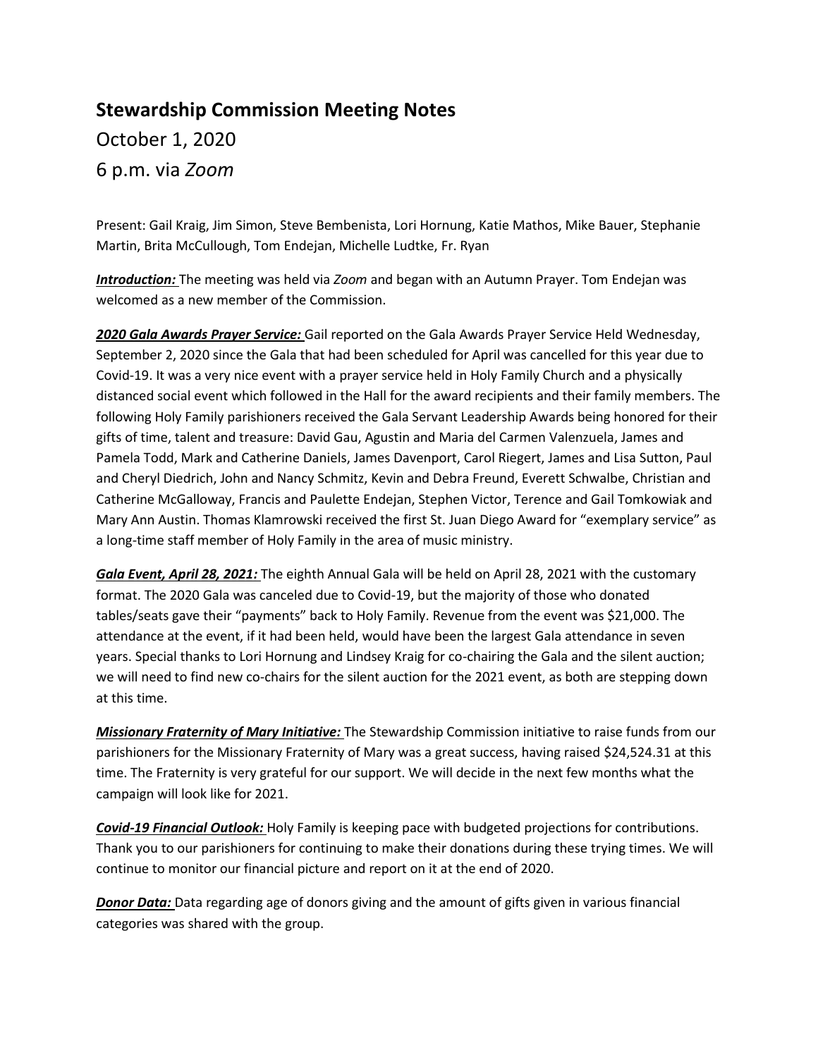# Stewardship Commission Meeting Notes

October 1, 2020

6 p.m. via *Zoom*

Present: Gail Kraig, Jim Simon, Steve Bembenista, Lori Hornung, Katie Mathos, Mike Bauer, Stephanie Martin, Brita McCullough, Tom Endejan, Michelle Ludtke, Fr. Ryan

***Introduction:*** The meeting was held via *Zoom* and began with an Autumn Prayer. Tom Endejan was welcomed as a new member of the Commission.

***2020 Gala Awards Prayer Service:*** Gail reported on the Gala Awards Prayer Service Held Wednesday, September 2, 2020 since the Gala that had been scheduled for April was cancelled for this year due to Covid-19. It was a very nice event with a prayer service held in Holy Family Church and a physically distanced social event which followed in the Hall for the award recipients and their family members. The following Holy Family parishioners received the Gala Servant Leadership Awards being honored for their gifts of time, talent and treasure: David Gau, Agustin and Maria del Carmen Valenzuela, James and Pamela Todd, Mark and Catherine Daniels, James Davenport, Carol Riegert, James and Lisa Sutton, Paul and Cheryl Diedrich, John and Nancy Schmitz, Kevin and Debra Freund, Everett Schwalbe, Christian and Catherine McGalloway, Francis and Paulette Endejan, Stephen Victor, Terence and Gail Tomkowiak and Mary Ann Austin. Thomas Klamrowski received the first St. Juan Diego Award for "exemplary service" as a long-time staff member of Holy Family in the area of music ministry.

***Gala Event, April 28, 2021:*** The eighth Annual Gala will be held on April 28, 2021 with the customary format. The 2020 Gala was canceled due to Covid-19, but the majority of those who donated tables/seats gave their "payments" back to Holy Family. Revenue from the event was $21,000. The attendance at the event, if it had been held, would have been the largest Gala attendance in seven years. Special thanks to Lori Hornung and Lindsey Kraig for co-chairing the Gala and the silent auction; we will need to find new co-chairs for the silent auction for the 2021 event, as both are stepping down at this time.

***Missionary Fraternity of Mary Initiative:*** The Stewardship Commission initiative to raise funds from our parishioners for the Missionary Fraternity of Mary was a great success, having raised $24,524.31 at this time. The Fraternity is very grateful for our support. We will decide in the next few months what the campaign will look like for 2021.

***Covid-19 Financial Outlook:*** Holy Family is keeping pace with budgeted projections for contributions. Thank you to our parishioners for continuing to make their donations during these trying times. We will continue to monitor our financial picture and report on it at the end of 2020.

***Donor Data:*** Data regarding age of donors giving and the amount of gifts given in various financial categories was shared with the group.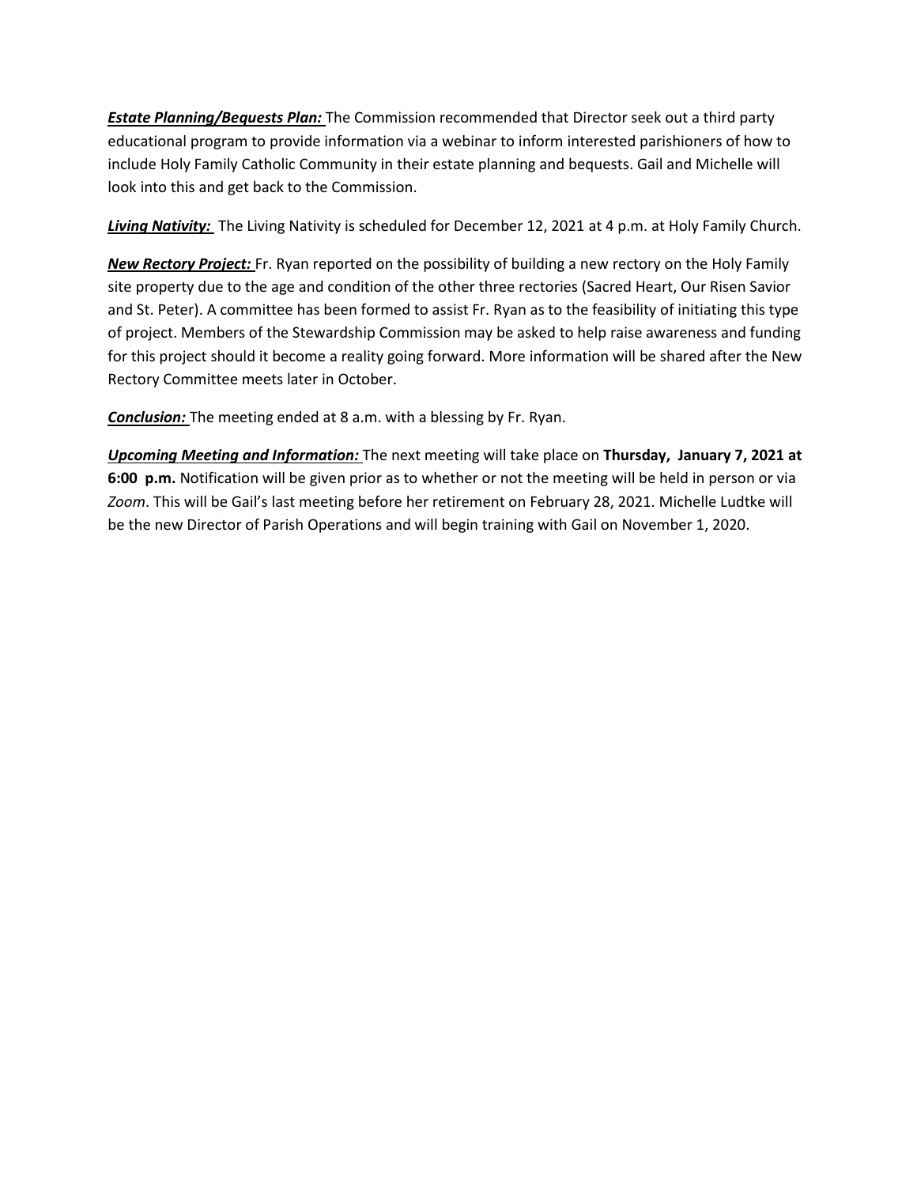***Estate Planning/Bequests Plan:*** The Commission recommended that Director seek out a third party educational program to provide information via a webinar to inform interested parishioners of how to include Holy Family Catholic Community in their estate planning and bequests. Gail and Michelle will look into this and get back to the Commission.

***Living Nativity:*** The Living Nativity is scheduled for December 12, 2021 at 4 p.m. at Holy Family Church.

***New Rectory Project:*** Fr. Ryan reported on the possibility of building a new rectory on the Holy Family site property due to the age and condition of the other three rectories (Sacred Heart, Our Risen Savior and St. Peter). A committee has been formed to assist Fr. Ryan as to the feasibility of initiating this type of project. Members of the Stewardship Commission may be asked to help raise awareness and funding for this project should it become a reality going forward. More information will be shared after the New Rectory Committee meets later in October.

***Conclusion:*** The meeting ended at 8 a.m. with a blessing by Fr. Ryan.

***Upcoming Meeting and Information:*** The next meeting will take place on **Thursday, January 7, 2021 at 6:00 p.m.** Notification will be given prior as to whether or not the meeting will be held in person or via *Zoom*. This will be Gail's last meeting before her retirement on February 28, 2021. Michelle Ludtke will be the new Director of Parish Operations and will begin training with Gail on November 1, 2020.